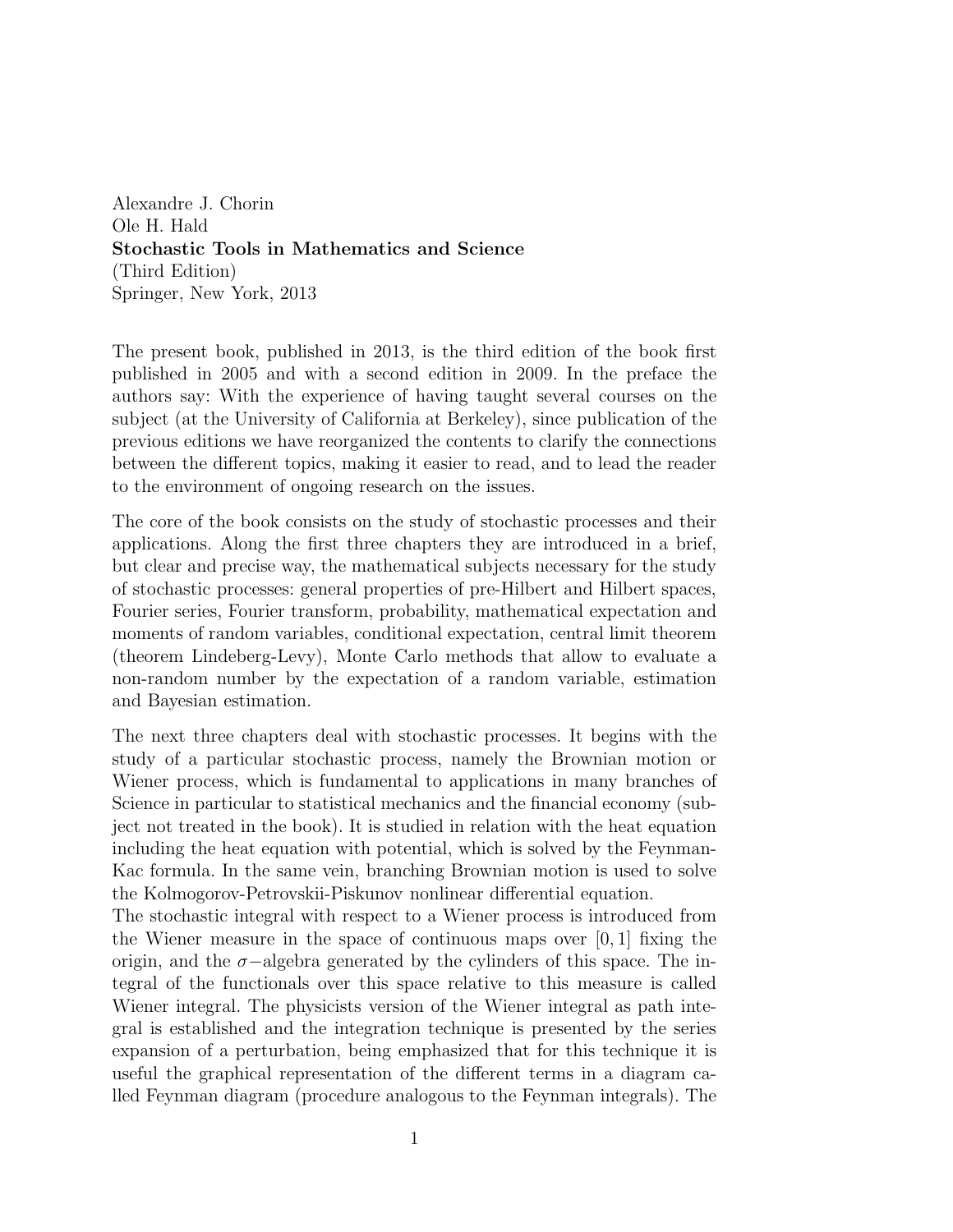Alexandre J. Chorin
Ole H. Hald
**Stochastic Tools in Mathematics and Science**
(Third Edition)
Springer, New York, 2013

The present book, published in 2013, is the third edition of the book first published in 2005 and with a second edition in 2009. In the preface the authors say: With the experience of having taught several courses on the subject (at the University of California at Berkeley), since publication of the previous editions we have reorganized the contents to clarify the connections between the different topics, making it easier to read, and to lead the reader to the environment of ongoing research on the issues.

The core of the book consists on the study of stochastic processes and their applications. Along the first three chapters they are introduced in a brief, but clear and precise way, the mathematical subjects necessary for the study of stochastic processes: general properties of pre-Hilbert and Hilbert spaces, Fourier series, Fourier transform, probability, mathematical expectation and moments of random variables, conditional expectation, central limit theorem (theorem Lindeberg-Levy), Monte Carlo methods that allow to evaluate a non-random number by the expectation of a random variable, estimation and Bayesian estimation.

The next three chapters deal with stochastic processes. It begins with the study of a particular stochastic process, namely the Brownian motion or Wiener process, which is fundamental to applications in many branches of Science in particular to statistical mechanics and the financial economy (subject not treated in the book). It is studied in relation with the heat equation including the heat equation with potential, which is solved by the Feynman-Kac formula. In the same vein, branching Brownian motion is used to solve the Kolmogorov-Petrovskii-Piskunov nonlinear differential equation.
The stochastic integral with respect to a Wiener process is introduced from the Wiener measure in the space of continuous maps over $[0, 1]$ fixing the origin, and the $\sigma-$algebra generated by the cylinders of this space. The integral of the functionals over this space relative to this measure is called Wiener integral. The physicists version of the Wiener integral as path integral is established and the integration technique is presented by the series expansion of a perturbation, being emphasized that for this technique it is useful the graphical representation of the different terms in a diagram called Feynman diagram (procedure analogous to the Feynman integrals). The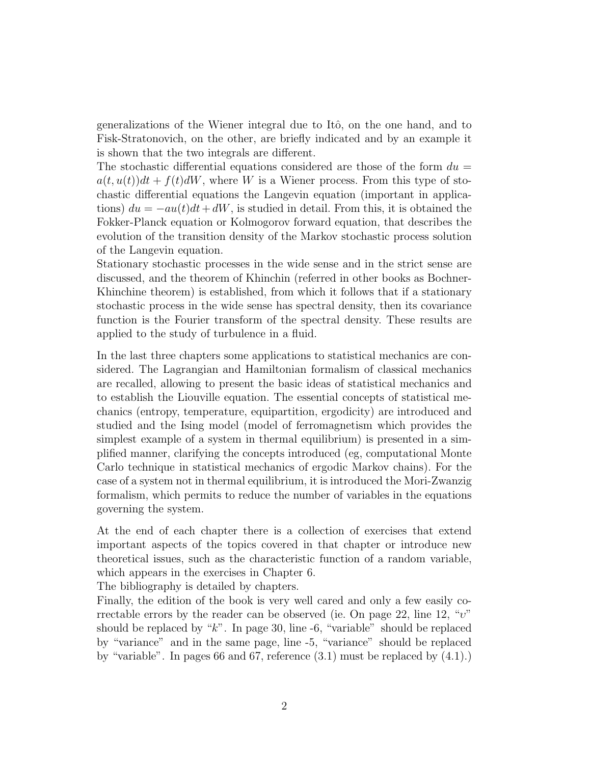generalizations of the Wiener integral due to Itô, on the one hand, and to Fisk-Stratonovich, on the other, are briefly indicated and by an example it is shown that the two integrals are different.

The stochastic differential equations considered are those of the form $du = a(t, u(t))dt + f(t)dW$, where $W$ is a Wiener process. From this type of stochastic differential equations the Langevin equation (important in applications) $du = -au(t)dt + dW$, is studied in detail. From this, it is obtained the Fokker-Planck equation or Kolmogorov forward equation, that describes the evolution of the transition density of the Markov stochastic process solution of the Langevin equation.

Stationary stochastic processes in the wide sense and in the strict sense are discussed, and the theorem of Khinchin (referred in other books as Bochner-Khinchine theorem) is established, from which it follows that if a stationary stochastic process in the wide sense has spectral density, then its covariance function is the Fourier transform of the spectral density. These results are applied to the study of turbulence in a fluid.

In the last three chapters some applications to statistical mechanics are considered. The Lagrangian and Hamiltonian formalism of classical mechanics are recalled, allowing to present the basic ideas of statistical mechanics and to establish the Liouville equation. The essential concepts of statistical mechanics (entropy, temperature, equipartition, ergodicity) are introduced and studied and the Ising model (model of ferromagnetism which provides the simplest example of a system in thermal equilibrium) is presented in a simplified manner, clarifying the concepts introduced (eg, computational Monte Carlo technique in statistical mechanics of ergodic Markov chains). For the case of a system not in thermal equilibrium, it is introduced the Mori-Zwanzig formalism, which permits to reduce the number of variables in the equations governing the system.

At the end of each chapter there is a collection of exercises that extend important aspects of the topics covered in that chapter or introduce new theoretical issues, such as the characteristic function of a random variable, which appears in the exercises in Chapter 6.

The bibliography is detailed by chapters.

Finally, the edition of the book is very well cared and only a few easily correctable errors by the reader can be observed (ie. On page 22, line 12, "$\upsilon$" should be replaced by "$k$". In page 30, line -6, "variable" should be replaced by "variance" and in the same page, line -5, "variance" should be replaced by "variable". In pages 66 and 67, reference (3.1) must be replaced by (4.1).)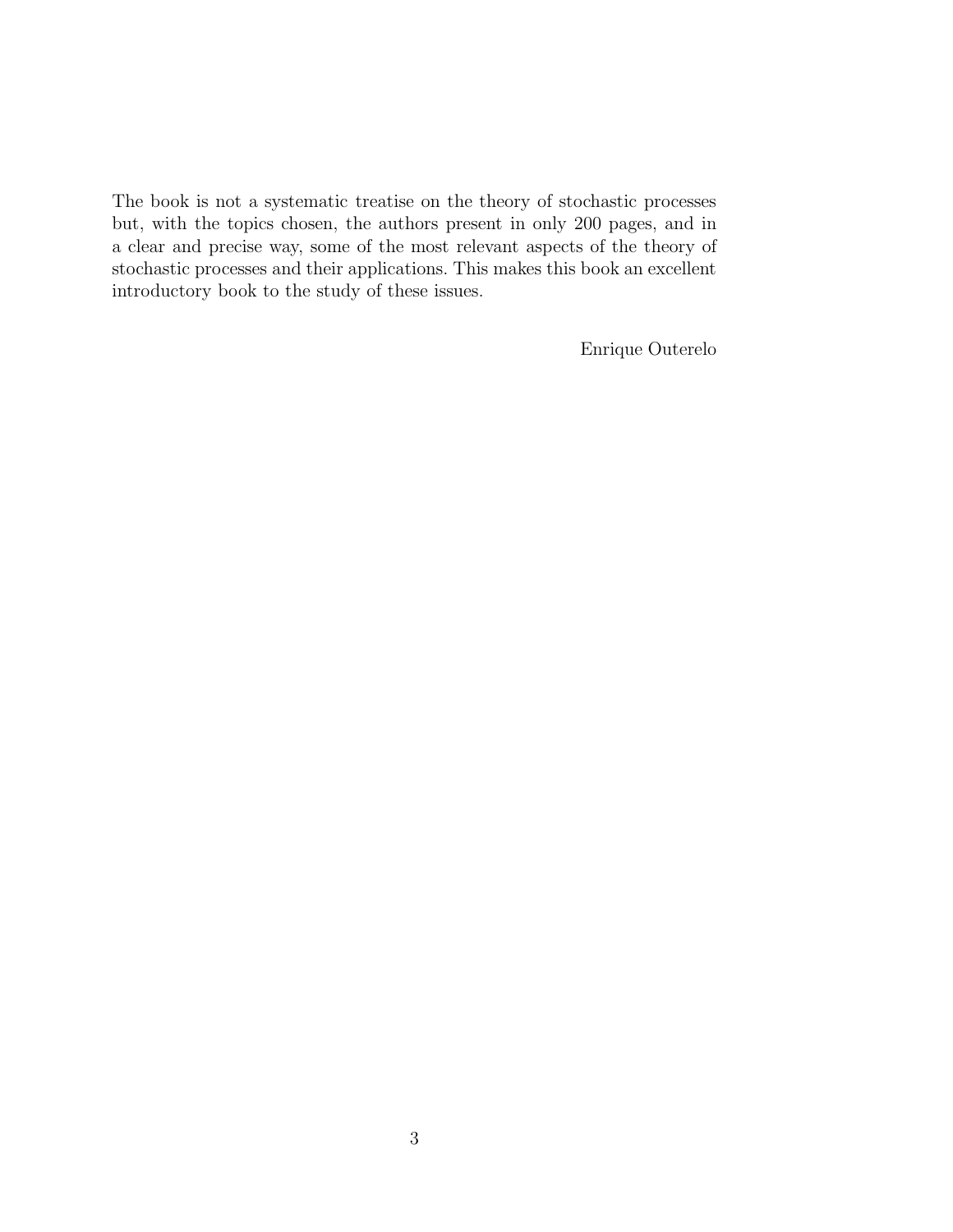The book is not a systematic treatise on the theory of stochastic processes but, with the topics chosen, the authors present in only 200 pages, and in a clear and precise way, some of the most relevant aspects of the theory of stochastic processes and their applications. This makes this book an excellent introductory book to the study of these issues.

Enrique Outerelo